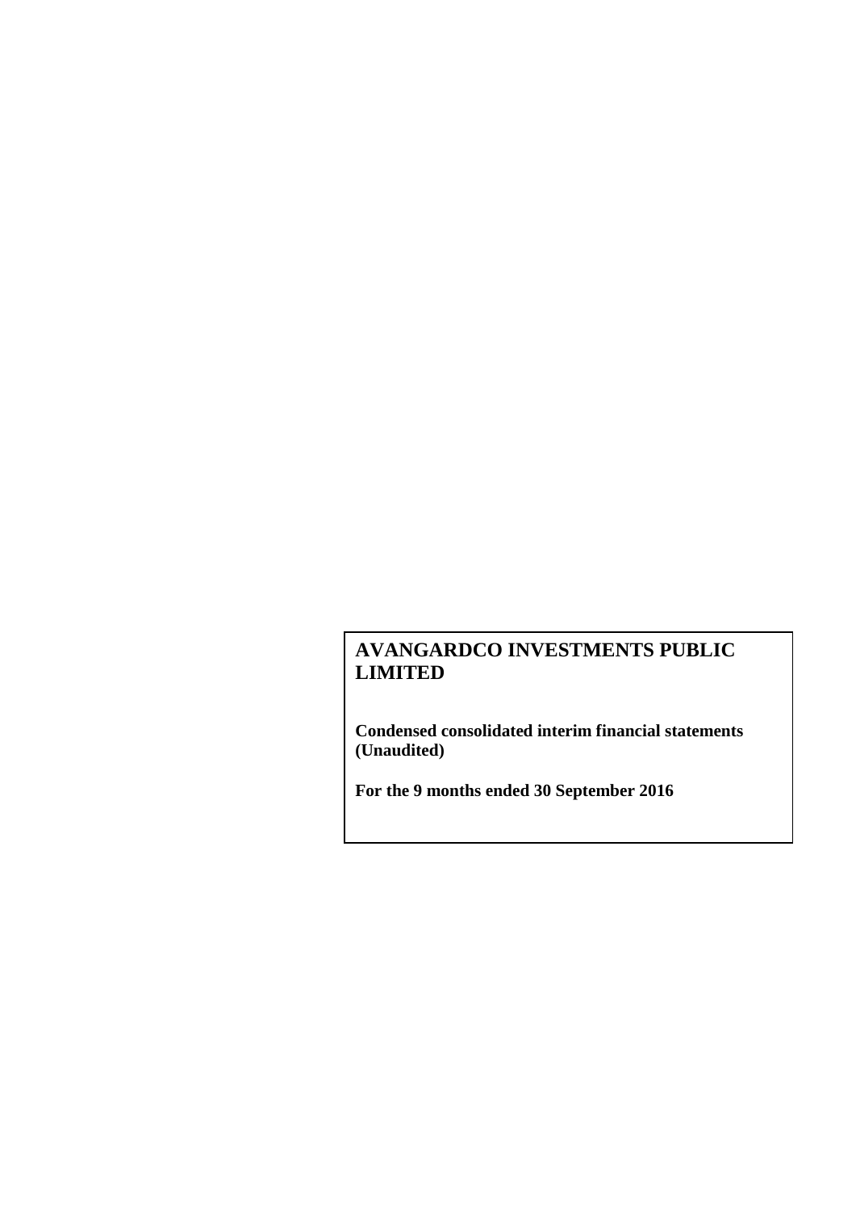# AVANGARDCO INVESTMENTS PUBLIC LIMITED

**Condensed consolidated interim financial statements (Unaudited)**

**For the 9 months ended 30 September 2016**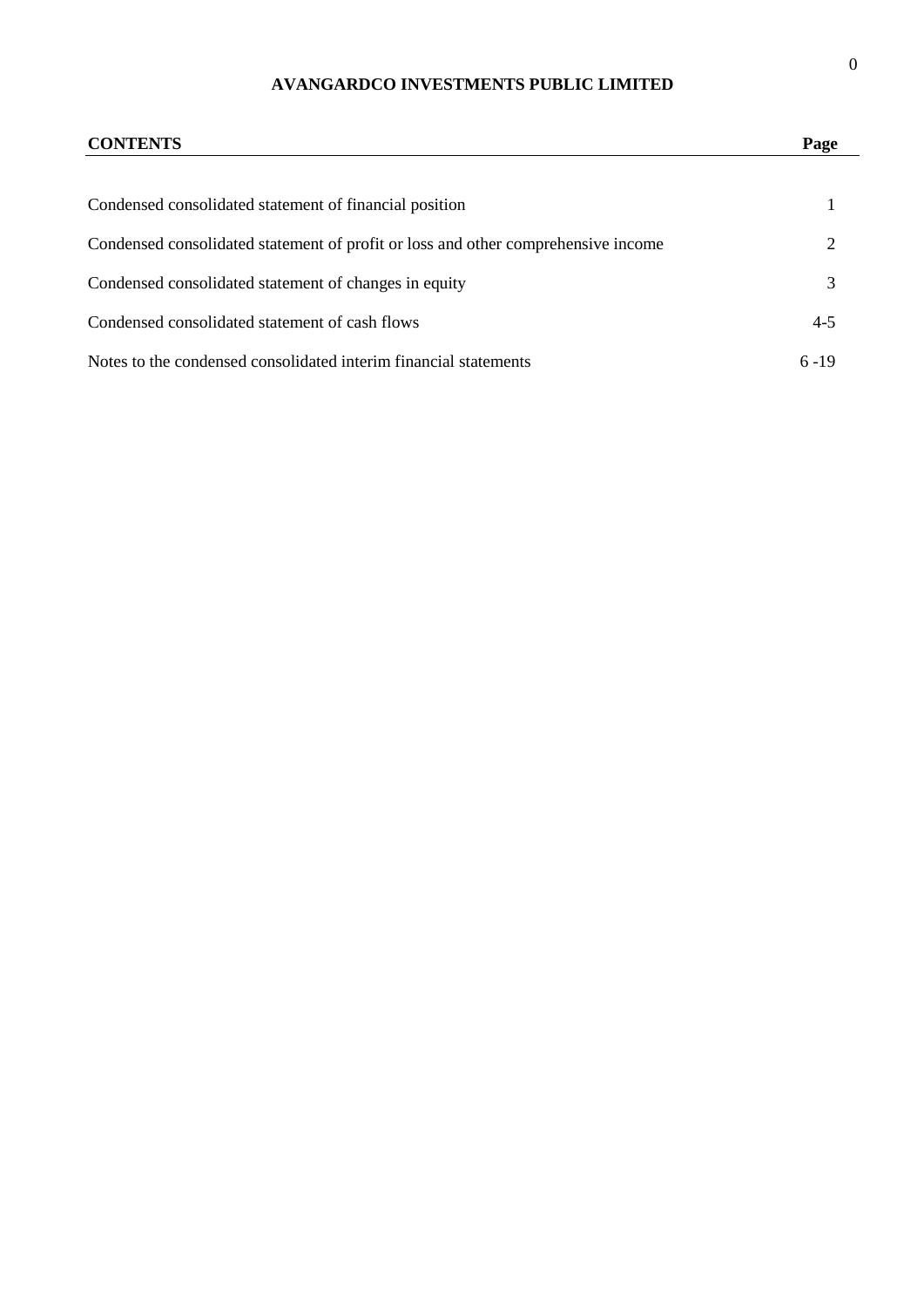**AVANGARDCO INVESTMENTS PUBLIC LIMITED**

| CONTENTS | Page |
| --- | --- |
| Condensed consolidated statement of financial position | 1 |
| Condensed consolidated statement of profit or loss and other comprehensive income | 2 |
| Condensed consolidated statement of changes in equity | 3 |
| Condensed consolidated statement of cash flows | 4-5 |
| Notes to the condensed consolidated interim financial statements | 6 -19 |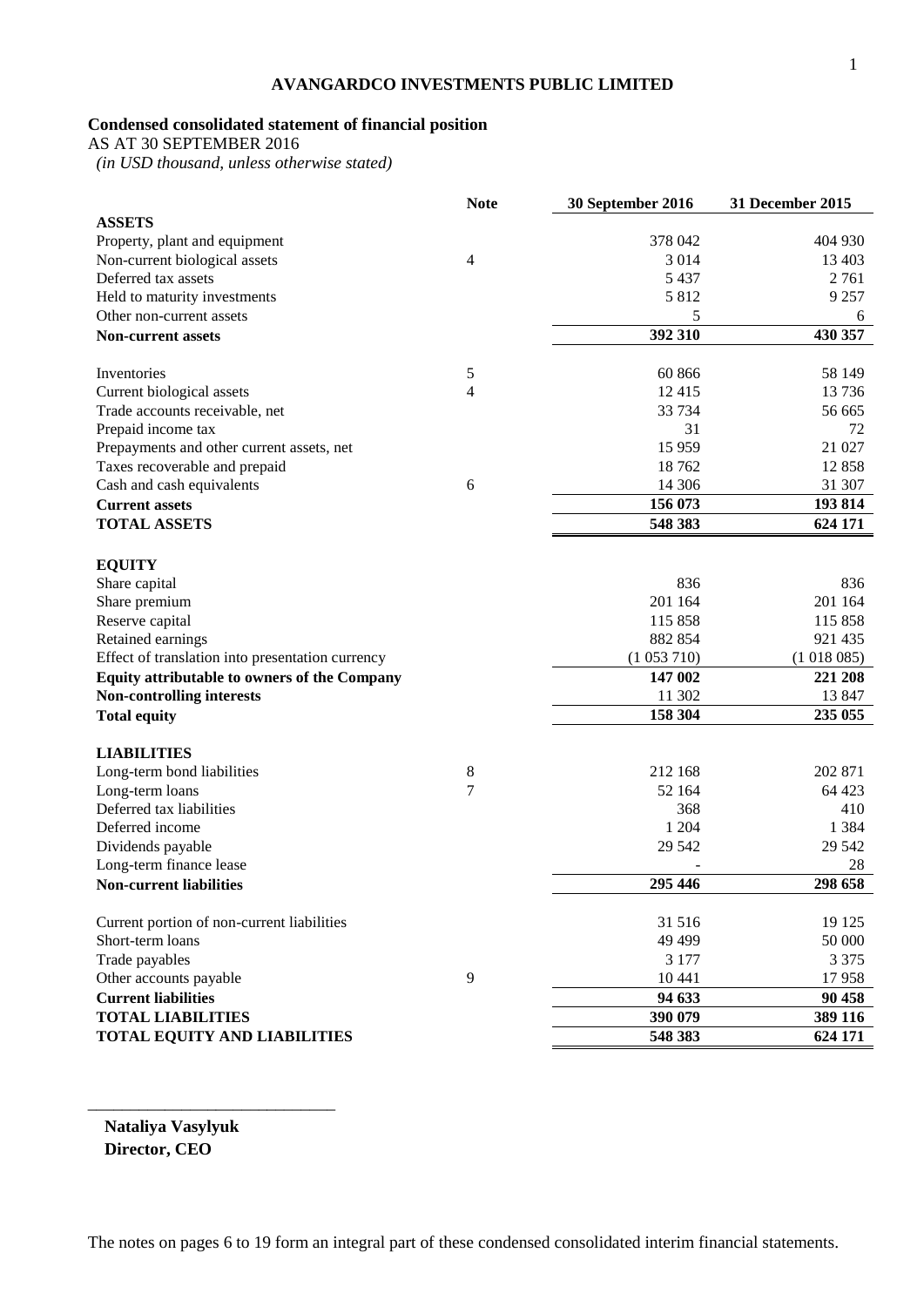## AVANGARDCO INVESTMENTS PUBLIC LIMITED

**Condensed consolidated statement of financial position**

AS AT 30 SEPTEMBER 2016

*(in USD thousand, unless otherwise stated)*

| | Note | 30 September 2016 | 31 December 2015 |
|---|---|---|---|
| **ASSETS** | | | |
| Property, plant and equipment | | 378 042 | 404 930 |
| Non-current biological assets | 4 | 3 014 | 13 403 |
| Deferred tax assets | | 5 437 | 2 761 |
| Held to maturity investments | | 5 812 | 9 257 |
| Other non-current assets | | 5 | 6 |
| **Non-current assets** | | **392 310** | **430 357** |
| | | | |
| Inventories | 5 | 60 866 | 58 149 |
| Current biological assets | 4 | 12 415 | 13 736 |
| Trade accounts receivable, net | | 33 734 | 56 665 |
| Prepaid income tax | | 31 | 72 |
| Prepayments and other current assets, net | | 15 959 | 21 027 |
| Taxes recoverable and prepaid | | 18 762 | 12 858 |
| Cash and cash equivalents | 6 | 14 306 | 31 307 |
| **Current assets** | | **156 073** | **193 814** |
| **TOTAL ASSETS** | | **548 383** | **624 171** |
| | | | |
| **EQUITY** | | | |
| Share capital | | 836 | 836 |
| Share premium | | 201 164 | 201 164 |
| Reserve capital | | 115 858 | 115 858 |
| Retained earnings | | 882 854 | 921 435 |
| Effect of translation into presentation currency | | (1 053 710) | (1 018 085) |
| **Equity attributable to owners of the Company** | | **147 002** | **221 208** |
| **Non-controlling interests** | | 11 302 | 13 847 |
| **Total equity** | | **158 304** | **235 055** |
| | | | |
| **LIABILITIES** | | | |
| Long-term bond liabilities | 8 | 212 168 | 202 871 |
| Long-term loans | 7 | 52 164 | 64 423 |
| Deferred tax liabilities | | 368 | 410 |
| Deferred income | | 1 204 | 1 384 |
| Dividends payable | | 29 542 | 29 542 |
| Long-term finance lease | | - | 28 |
| **Non-current liabilities** | | **295 446** | **298 658** |
| | | | |
| Current portion of non-current liabilities | | 31 516 | 19 125 |
| Short-term loans | | 49 499 | 50 000 |
| Trade payables | | 3 177 | 3 375 |
| Other accounts payable | 9 | 10 441 | 17 958 |
| **Current liabilities** | | **94 633** | **90 458** |
| **TOTAL LIABILITIES** | | **390 079** | **389 116** |
| **TOTAL EQUITY AND LIABILITIES** | | **548 383** | **624 171** |

_____________________________

**Nataliya Vasylyuk**
**Director, CEO**

The notes on pages 6 to 19 form an integral part of these condensed consolidated interim financial statements.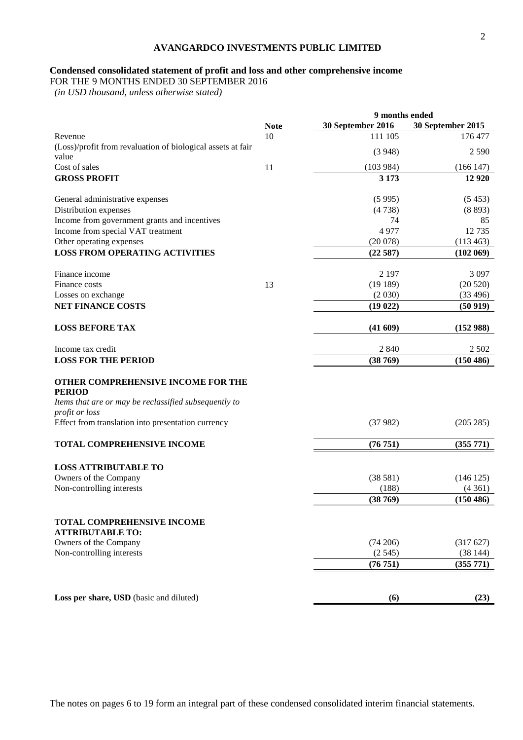**AVANGARDCO INVESTMENTS PUBLIC LIMITED**

**Condensed consolidated statement of profit and loss and other comprehensive income**

FOR THE 9 MONTHS ENDED 30 SEPTEMBER 2016

*(in USD thousand, unless otherwise stated)*

| | Note | 9 months ended 30 September 2016 | 9 months ended 30 September 2015 |
|---|---|---|---|
| Revenue | 10 | 111 105 | 176 477 |
| (Loss)/profit from revaluation of biological assets at fair value | | (3 948) | 2 590 |
| Cost of sales | 11 | (103 984) | (166 147) |
| **GROSS PROFIT** | | **3 173** | **12 920** |
| General administrative expenses | | (5 995) | (5 453) |
| Distribution expenses | | (4 738) | (8 893) |
| Income from government grants and incentives | | 74 | 85 |
| Income from special VAT treatment | | 4 977 | 12 735 |
| Other operating expenses | | (20 078) | (113 463) |
| **LOSS FROM OPERATING ACTIVITIES** | | **(22 587)** | **(102 069)** |
| Finance income | | 2 197 | 3 097 |
| Finance costs | 13 | (19 189) | (20 520) |
| Losses on exchange | | (2 030) | (33 496) |
| **NET FINANCE COSTS** | | **(19 022)** | **(50 919)** |
| **LOSS BEFORE TAX** | | **(41 609)** | **(152 988)** |
| Income tax credit | | 2 840 | 2 502 |
| **LOSS FOR THE PERIOD** | | **(38 769)** | **(150 486)** |
| **OTHER COMPREHENSIVE INCOME FOR THE PERIOD** | | | |
| *Items that are or may be reclassified subsequently to profit or loss* | | | |
| Effect from translation into presentation currency | | (37 982) | (205 285) |
| **TOTAL COMPREHENSIVE INCOME** | | **(76 751)** | **(355 771)** |
| **LOSS ATTRIBUTABLE TO** | | | |
| Owners of the Company | | (38 581) | (146 125) |
| Non-controlling interests | | (188) | (4 361) |
| | | **(38 769)** | **(150 486)** |
| **TOTAL COMPREHENSIVE INCOME ATTRIBUTABLE TO:** | | | |
| Owners of the Company | | (74 206) | (317 627) |
| Non-controlling interests | | (2 545) | (38 144) |
| | | **(76 751)** | **(355 771)** |
| **Loss per share, USD** (basic and diluted) | | **(6)** | **(23)** |

The notes on pages 6 to 19 form an integral part of these condensed consolidated interim financial statements.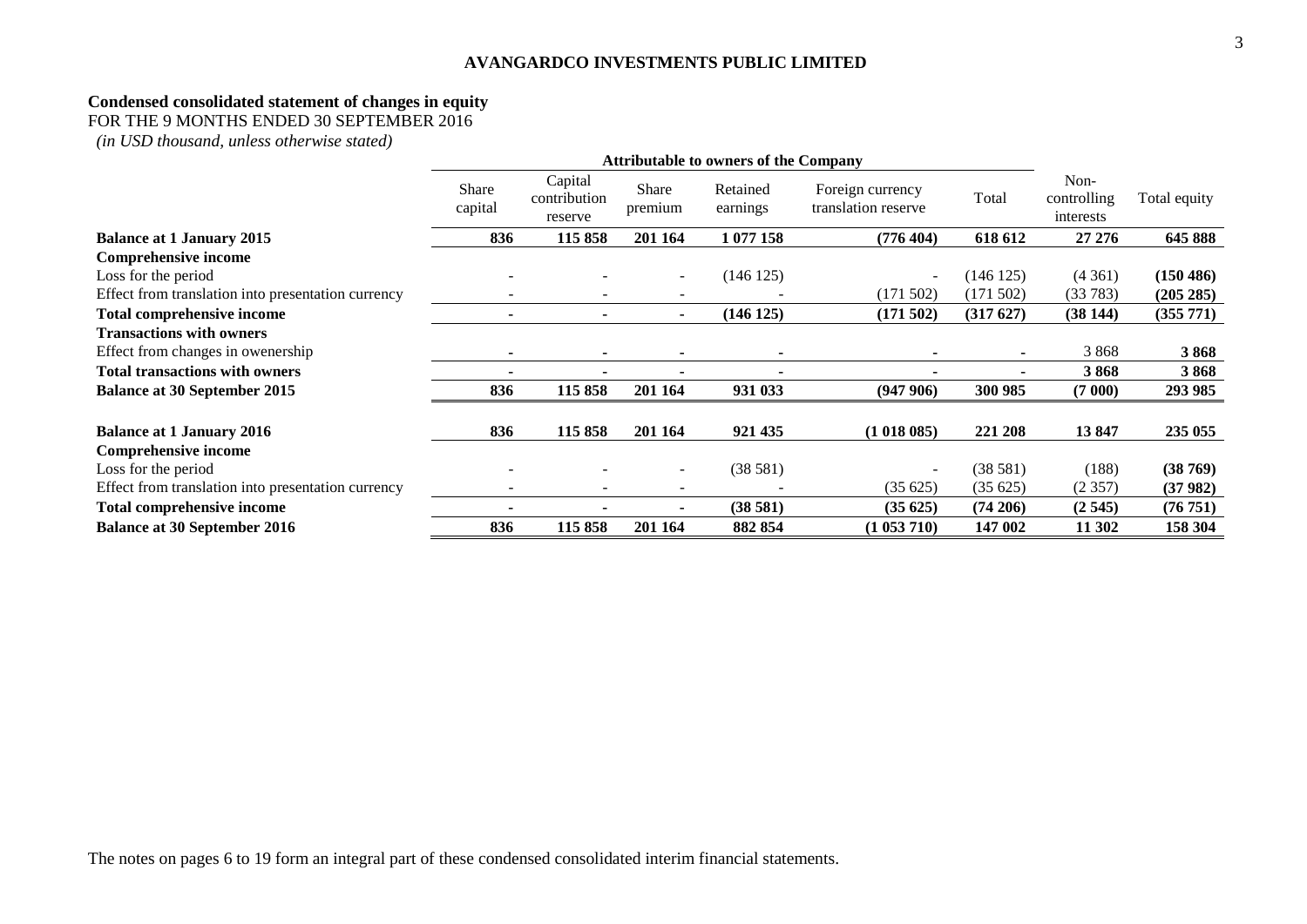**AVANGARDCO INVESTMENTS PUBLIC LIMITED**

## Condensed consolidated statement of changes in equity

FOR THE 9 MONTHS ENDED 30 SEPTEMBER 2016

*(in USD thousand, unless otherwise stated)*

| | Attributable to owners of the Company | | | | | | | |
|---|---|---|---|---|---|---|---|---|
| | Share capital | Capital contribution reserve | Share premium | Retained earnings | Foreign currency translation reserve | Total | Non-controlling interests | Total equity |
| **Balance at 1 January 2015** | **836** | **115 858** | **201 164** | **1 077 158** | **(776 404)** | **618 612** | **27 276** | **645 888** |
| **Comprehensive income** | | | | | | | | |
| Loss for the period | - | - | - | (146 125) | - | (146 125) | (4 361) | **(150 486)** |
| Effect from translation into presentation currency | - | - | - | - | (171 502) | (171 502) | (33 783) | **(205 285)** |
| **Total comprehensive income** | **-** | **-** | **-** | **(146 125)** | **(171 502)** | **(317 627)** | **(38 144)** | **(355 771)** |
| **Transactions with owners** | | | | | | | | |
| Effect from changes in owenership | - | - | - | - | - | - | 3 868 | **3 868** |
| **Total transactions with owners** | **-** | **-** | **-** | **-** | **-** | **-** | **3 868** | **3 868** |
| **Balance at 30 September 2015** | **836** | **115 858** | **201 164** | **931 033** | **(947 906)** | **300 985** | **(7 000)** | **293 985** |
| | | | | | | | | |
| **Balance at 1 January 2016** | **836** | **115 858** | **201 164** | **921 435** | **(1 018 085)** | **221 208** | **13 847** | **235 055** |
| **Comprehensive income** | | | | | | | | |
| Loss for the period | - | - | - | (38 581) | - | (38 581) | (188) | **(38 769)** |
| Effect from translation into presentation currency | - | - | - | - | (35 625) | (35 625) | (2 357) | **(37 982)** |
| **Total comprehensive income** | **-** | **-** | **-** | **(38 581)** | **(35 625)** | **(74 206)** | **(2 545)** | **(76 751)** |
| **Balance at 30 September 2016** | **836** | **115 858** | **201 164** | **882 854** | **(1 053 710)** | **147 002** | **11 302** | **158 304** |

The notes on pages 6 to 19 form an integral part of these condensed consolidated interim financial statements.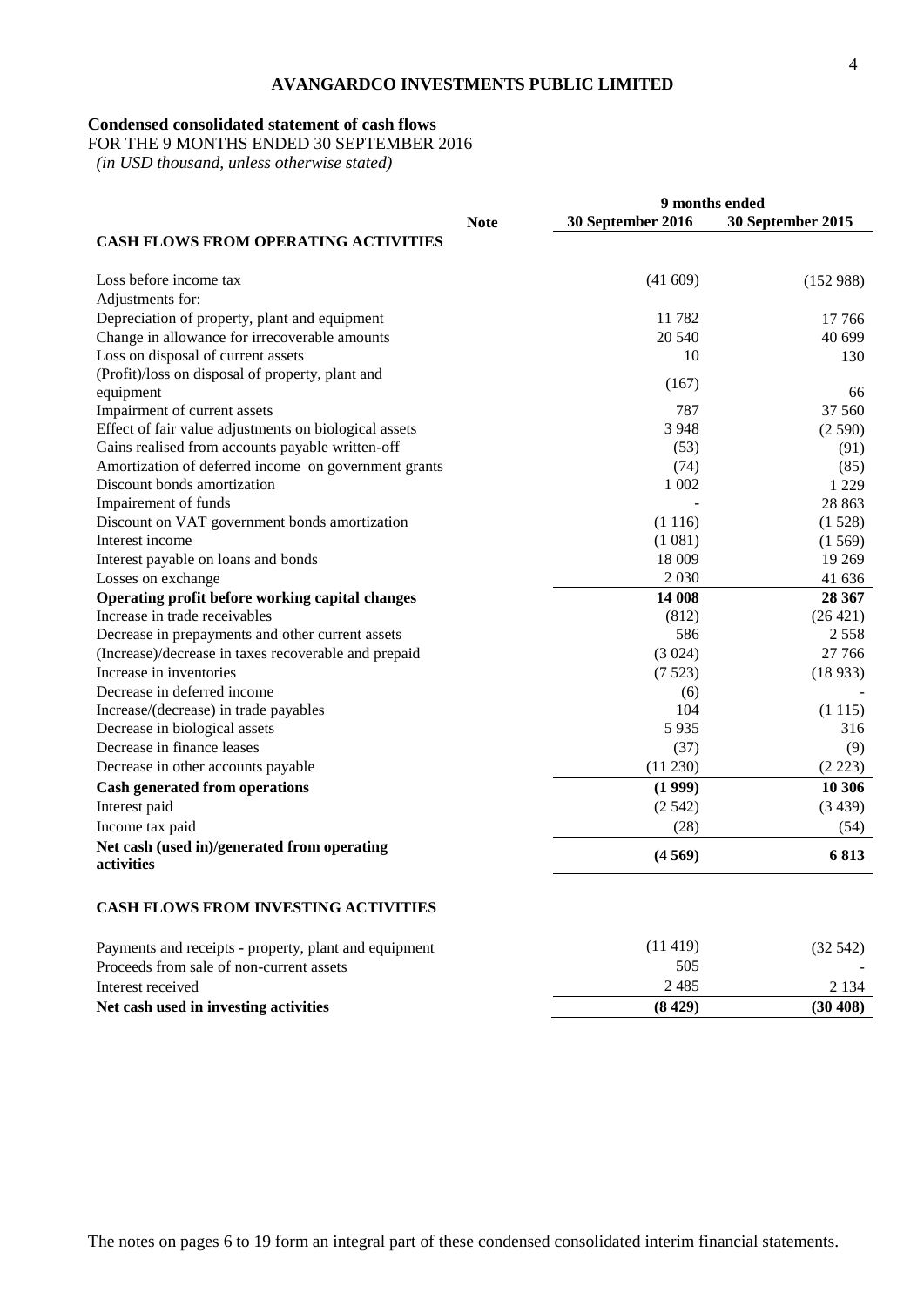**AVANGARDCO INVESTMENTS PUBLIC LIMITED**

**Condensed consolidated statement of cash flows**

FOR THE 9 MONTHS ENDED 30 SEPTEMBER 2016

*(in USD thousand, unless otherwise stated)*

| | Note | 9 months ended 30 September 2016 | 9 months ended 30 September 2015 |
|---|---|---|---|
| **CASH FLOWS FROM OPERATING ACTIVITIES** | | | |
| Loss before income tax | | (41 609) | (152 988) |
| Adjustments for: | | | |
| Depreciation of property, plant and equipment | | 11 782 | 17 766 |
| Change in allowance for irrecoverable amounts | | 20 540 | 40 699 |
| Loss on disposal of current assets | | 10 | 130 |
| (Profit)/loss on disposal of property, plant and equipment | | (167) | 66 |
| Impairment of current assets | | 787 | 37 560 |
| Effect of fair value adjustments on biological assets | | 3 948 | (2 590) |
| Gains realised from accounts payable written-off | | (53) | (91) |
| Amortization of deferred income on government grants | | (74) | (85) |
| Discount bonds amortization | | 1 002 | 1 229 |
| Impairement of funds | | - | 28 863 |
| Discount on VAT government bonds amortization | | (1 116) | (1 528) |
| Interest income | | (1 081) | (1 569) |
| Interest payable on loans and bonds | | 18 009 | 19 269 |
| Losses on exchange | | 2 030 | 41 636 |
| **Operating profit before working capital changes** | | **14 008** | **28 367** |
| Increase in trade receivables | | (812) | (26 421) |
| Decrease in prepayments and other current assets | | 586 | 2 558 |
| (Increase)/decrease in taxes recoverable and prepaid | | (3 024) | 27 766 |
| Increase in inventories | | (7 523) | (18 933) |
| Decrease in deferred income | | (6) | - |
| Increase/(decrease) in trade payables | | 104 | (1 115) |
| Decrease in biological assets | | 5 935 | 316 |
| Decrease in finance leases | | (37) | (9) |
| Decrease in other accounts payable | | (11 230) | (2 223) |
| **Cash generated from operations** | | **(1 999)** | **10 306** |
| Interest paid | | (2 542) | (3 439) |
| Income tax paid | | (28) | (54) |
| **Net cash (used in)/generated from operating activities** | | **(4 569)** | **6 813** |
| **CASH FLOWS FROM INVESTING ACTIVITIES** | | | |
| Payments and receipts - property, plant and equipment | | (11 419) | (32 542) |
| Proceeds from sale of non-current assets | | 505 | - |
| Interest received | | 2 485 | 2 134 |
| **Net cash used in investing activities** | | **(8 429)** | **(30 408)** |

The notes on pages 6 to 19 form an integral part of these condensed consolidated interim financial statements.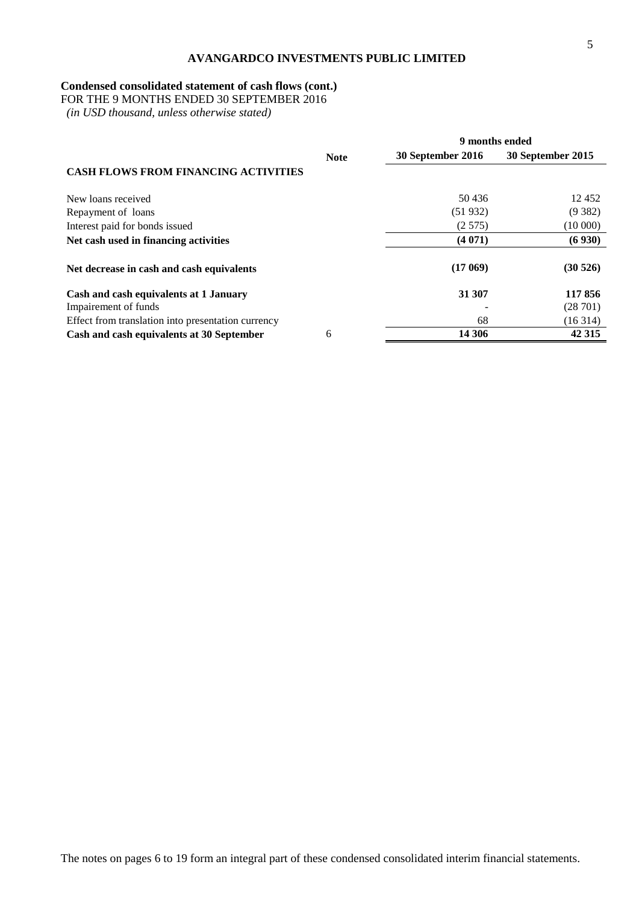**AVANGARDCO INVESTMENTS PUBLIC LIMITED**

**Condensed consolidated statement of cash flows (cont.)**
FOR THE 9 MONTHS ENDED 30 SEPTEMBER 2016
*(in USD thousand, unless otherwise stated)*

| | Note | 9 months ended | |
|---|---|---|---|
| | | **30 September 2016** | **30 September 2015** |
| **CASH FLOWS FROM FINANCING ACTIVITIES** | | | |
| New loans received | | 50 436 | 12 452 |
| Repayment of loans | | (51 932) | (9 382) |
| Interest paid for bonds issued | | (2 575) | (10 000) |
| **Net cash used in financing activities** | | **(4 071)** | **(6 930)** |
| **Net decrease in cash and cash equivalents** | | **(17 069)** | **(30 526)** |
| **Cash and cash equivalents at 1 January** | | **31 307** | **117 856** |
| Impairement of funds | | - | (28 701) |
| Effect from translation into presentation currency | | 68 | (16 314) |
| **Cash and cash equivalents at 30 September** | 6 | **14 306** | **42 315** |

The notes on pages 6 to 19 form an integral part of these condensed consolidated interim financial statements.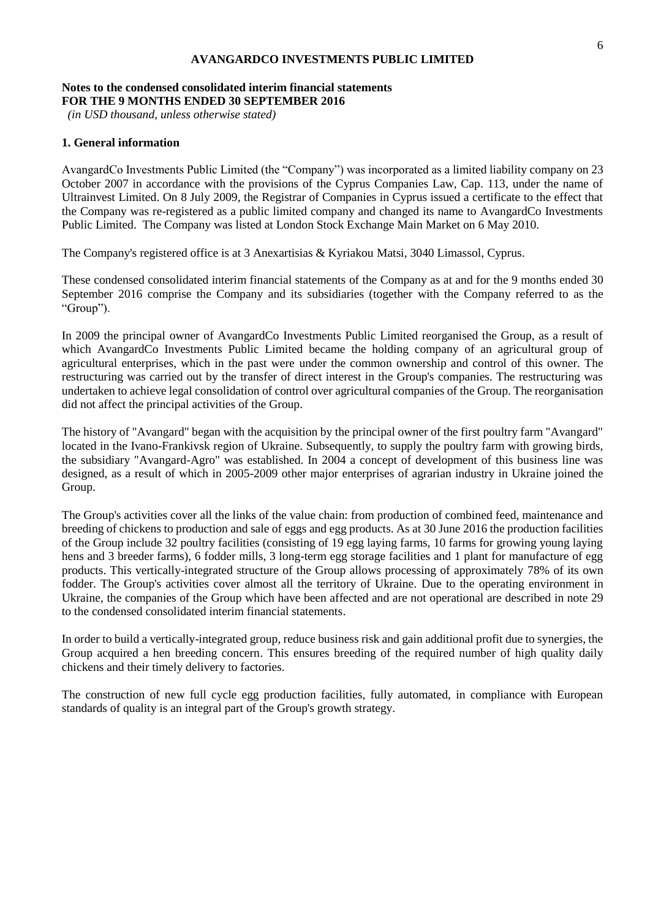# AVANGARDCO INVESTMENTS PUBLIC LIMITED

**Notes to the condensed consolidated interim financial statements**
**FOR THE 9 MONTHS ENDED 30 SEPTEMBER 2016**
*(in USD thousand, unless otherwise stated)*

## 1. General information

AvangardCo Investments Public Limited (the "Company") was incorporated as a limited liability company on 23 October 2007 in accordance with the provisions of the Cyprus Companies Law, Cap. 113, under the name of Ultrainvest Limited. On 8 July 2009, the Registrar of Companies in Cyprus issued a certificate to the effect that the Company was re-registered as a public limited company and changed its name to AvangardCo Investments Public Limited. The Company was listed at London Stock Exchange Main Market on 6 May 2010.

The Company's registered office is at 3 Anexartisias & Kyriakou Matsi, 3040 Limassol, Cyprus.

These condensed consolidated interim financial statements of the Company as at and for the 9 months ended 30 September 2016 comprise the Company and its subsidiaries (together with the Company referred to as the "Group").

In 2009 the principal owner of AvangardCo Investments Public Limited reorganised the Group, as a result of which AvangardCo Investments Public Limited became the holding company of an agricultural group of agricultural enterprises, which in the past were under the common ownership and control of this owner. The restructuring was carried out by the transfer of direct interest in the Group's companies. The restructuring was undertaken to achieve legal consolidation of control over agricultural companies of the Group. The reorganisation did not affect the principal activities of the Group.

The history of "Avangard" began with the acquisition by the principal owner of the first poultry farm "Avangard" located in the Ivano-Frankivsk region of Ukraine. Subsequently, to supply the poultry farm with growing birds, the subsidiary "Avangard-Agro" was established. In 2004 a concept of development of this business line was designed, as a result of which in 2005-2009 other major enterprises of agrarian industry in Ukraine joined the Group.

The Group's activities cover all the links of the value chain: from production of combined feed, maintenance and breeding of chickens to production and sale of eggs and egg products. As at 30 June 2016 the production facilities of the Group include 32 poultry facilities (consisting of 19 egg laying farms, 10 farms for growing young laying hens and 3 breeder farms), 6 fodder mills, 3 long-term egg storage facilities and 1 plant for manufacture of egg products. This vertically-integrated structure of the Group allows processing of approximately 78% of its own fodder. The Group's activities cover almost all the territory of Ukraine. Due to the operating environment in Ukraine, the companies of the Group which have been affected and are not operational are described in note 29 to the condensed consolidated interim financial statements.

In order to build a vertically-integrated group, reduce business risk and gain additional profit due to synergies, the Group acquired a hen breeding concern. This ensures breeding of the required number of high quality daily chickens and their timely delivery to factories.

The construction of new full cycle egg production facilities, fully automated, in compliance with European standards of quality is an integral part of the Group's growth strategy.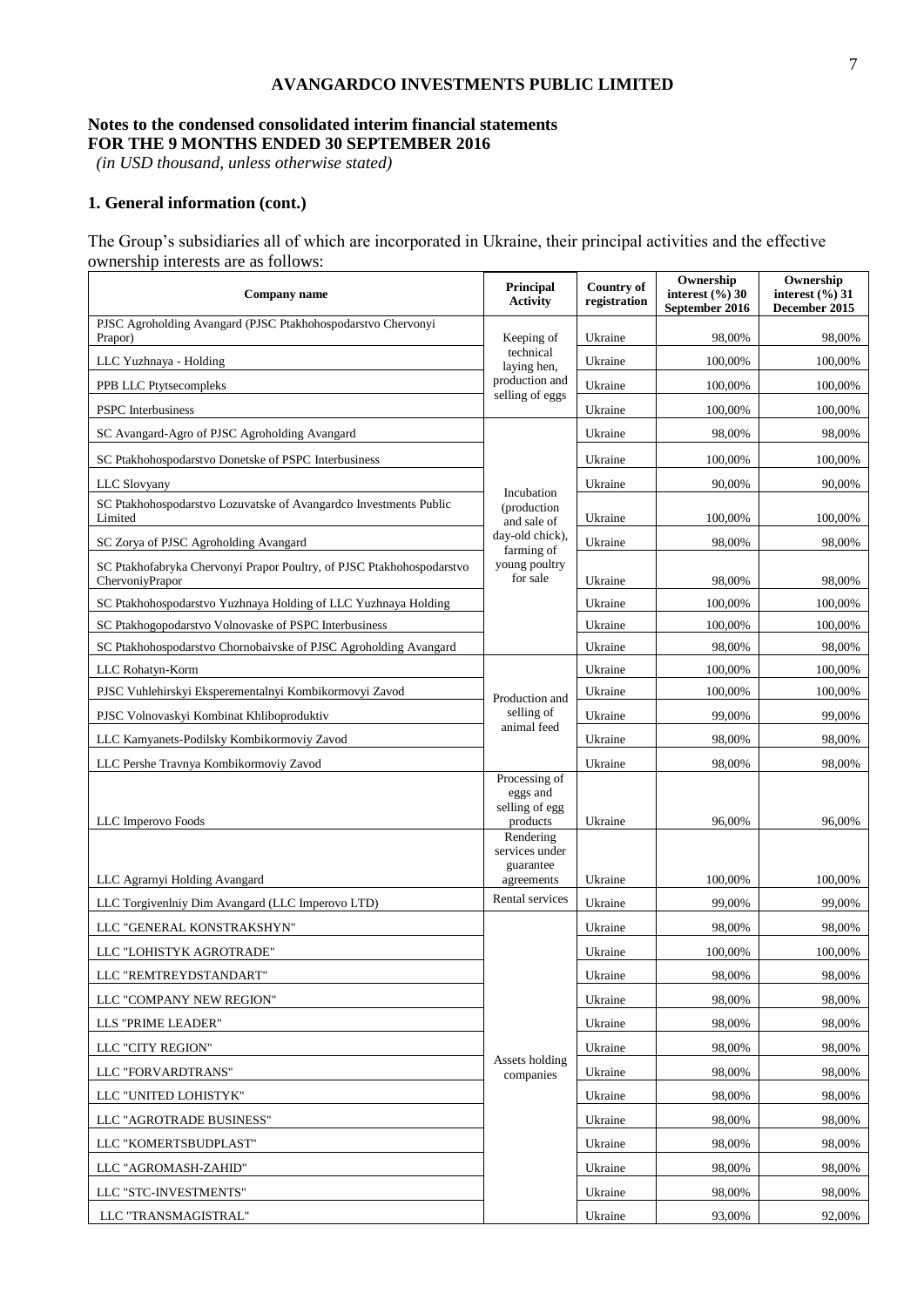# AVANGARDCO INVESTMENTS PUBLIC LIMITED

## Notes to the condensed consolidated interim financial statements
## FOR THE 9 MONTHS ENDED 30 SEPTEMBER 2016

*(in USD thousand, unless otherwise stated)*

### 1. General information (cont.)

The Group's subsidiaries all of which are incorporated in Ukraine, their principal activities and the effective ownership interests are as follows:

| Company name | Principal Activity | Country of registration | Ownership interest (%) 30 September 2016 | Ownership interest (%) 31 December 2015 |
|---|---|---|---|---|
| PJSC Agroholding Avangard (PJSC Ptakhohospodarstvo Chervonyi Prapor) | Keeping of technical laying hen, production and selling of eggs | Ukraine | 98,00% | 98,00% |
| LLC Yuzhnaya - Holding | | Ukraine | 100,00% | 100,00% |
| PPB LLC Ptytsecompleks | | Ukraine | 100,00% | 100,00% |
| PSPC Interbusiness | | Ukraine | 100,00% | 100,00% |
| SC Avangard-Agro of PJSC Agroholding Avangard | Incubation (production and sale of day-old chick), farming of young poultry for sale | Ukraine | 98,00% | 98,00% |
| SC Ptakhohospodarstvo Donetske of PSPC Interbusiness | | Ukraine | 100,00% | 100,00% |
| LLC Slovyany | | Ukraine | 90,00% | 90,00% |
| SC Ptakhohospodarstvo Lozuvatske of Avangardco Investments Public Limited | | Ukraine | 100,00% | 100,00% |
| SC Zorya of PJSC Agroholding Avangard | | Ukraine | 98,00% | 98,00% |
| SC Ptakhofabryka Chervonyi Prapor Poultry, of PJSC Ptakhohospodarstvo ChervoniyPrapor | | Ukraine | 98,00% | 98,00% |
| SC Ptakhohospodarstvo Yuzhnaya Holding of LLC Yuzhnaya Holding | | Ukraine | 100,00% | 100,00% |
| SC Ptakhogopodarstvo Volnovaske of PSPC Interbusiness | | Ukraine | 100,00% | 100,00% |
| SC Ptakhohospodarstvo Chornobaivske of PJSC Agroholding Avangard | | Ukraine | 98,00% | 98,00% |
| LLC Rohatyn-Korm | Production and selling of animal feed | Ukraine | 100,00% | 100,00% |
| PJSC Vuhlehirskyi Eksperementalnyi Kombikormovyi Zavod | | Ukraine | 100,00% | 100,00% |
| PJSC Volnovaskyi Kombinat Khliboproduktiv | | Ukraine | 99,00% | 99,00% |
| LLC Kamyanets-Podilsky Kombikormoviy Zavod | | Ukraine | 98,00% | 98,00% |
| LLC Pershe Travnya Kombikormoviy Zavod | | Ukraine | 98,00% | 98,00% |
| LLC Imperovo Foods | Processing of eggs and selling of egg products | Ukraine | 96,00% | 96,00% |
| LLC Agrarnyi Holding Avangard | Rendering services under guarantee agreements | Ukraine | 100,00% | 100,00% |
| LLC Torgivenlniy Dim Avangard (LLC Imperovo LTD) | Rental services | Ukraine | 99,00% | 99,00% |
| LLC "GENERAL KONSTRAKSHYN" | Assets holding companies | Ukraine | 98,00% | 98,00% |
| LLC "LOHISTYK AGROTRADE" | | Ukraine | 100,00% | 100,00% |
| LLC "REMTREYDSTANDART" | | Ukraine | 98,00% | 98,00% |
| LLC "COMPANY NEW REGION" | | Ukraine | 98,00% | 98,00% |
| LLS "PRIME LEADER" | | Ukraine | 98,00% | 98,00% |
| LLC "CITY REGION" | | Ukraine | 98,00% | 98,00% |
| LLC "FORVARDTRANS" | | Ukraine | 98,00% | 98,00% |
| LLC "UNITED LOHISTYK" | | Ukraine | 98,00% | 98,00% |
| LLC "AGROTRADE BUSINESS" | | Ukraine | 98,00% | 98,00% |
| LLC "KOMERTSBUDPLAST" | | Ukraine | 98,00% | 98,00% |
| LLC "AGROMASH-ZAHID" | | Ukraine | 98,00% | 98,00% |
| LLC "STC-INVESTMENTS" | | Ukraine | 98,00% | 98,00% |
| LLC "TRANSMAGISTRAL" | | Ukraine | 93,00% | 92,00% |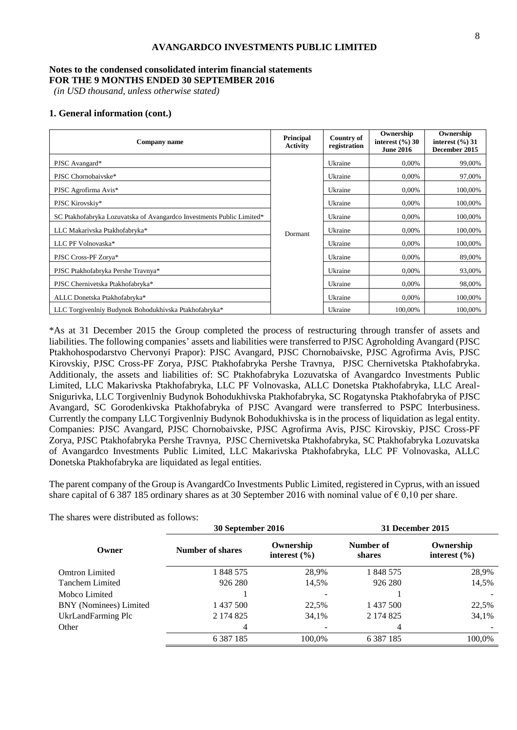**Notes to the condensed consolidated interim financial statements**
**FOR THE 9 MONTHS ENDED 30 SEPTEMBER 2016**
*(in USD thousand, unless otherwise stated)*

## 1. General information (cont.)

| Company name | Principal Activity | Country of registration | Ownership interest (%) 30 June 2016 | Ownership interest (%) 31 December 2015 |
|---|---|---|---|---|
| PJSC Avangard* | Dormant | Ukraine | 0,00% | 99,00% |
| PJSC Chornobaivske* | | Ukraine | 0,00% | 97,00% |
| PJSC Agrofirma Avis* | | Ukraine | 0,00% | 100,00% |
| PJSC Kirovskiy* | | Ukraine | 0,00% | 100,00% |
| SC Ptakhofabryka Lozuvatska of Avangardco Investments Public Limited* | | Ukraine | 0,00% | 100,00% |
| LLC Makarivska Ptakhofabryka* | | Ukraine | 0,00% | 100,00% |
| LLC PF Volnovaska* | | Ukraine | 0,00% | 100,00% |
| PJSC Cross-PF Zorya* | | Ukraine | 0,00% | 89,00% |
| PJSC Ptakhofabryka Pershe Travnya* | | Ukraine | 0,00% | 93,00% |
| PJSC Chernivetska Ptakhofabryka* | | Ukraine | 0,00% | 98,00% |
| ALLC Donetska Ptakhofabryka* | | Ukraine | 0,00% | 100,00% |
| LLC Torgivenlniy Budynok Bohodukhivska Ptakhofabryka* | | Ukraine | 100,00% | 100,00% |

*As at 31 December 2015 the Group completed the process of restructuring through transfer of assets and liabilities. The following companies' assets and liabilities were transferred to PJSC Agroholding Avangard (PJSC Ptakhohospodarstvo Chervonyi Prapor): PJSC Avangard, PJSC Chornobaivske, PJSC Agrofirma Avis, PJSC Kirovskiy, PJSC Cross-PF Zorya, PJSC Ptakhofabryka Pershe Travnya, PJSC Chernivetska Ptakhofabryka. Additionaly, the assets and liabilities of: SC Ptakhofabryka Lozuvatska of Avangardco Investments Public Limited, LLC Makarivska Ptakhofabryka, LLC PF Volnovaska, ALLC Donetska Ptakhofabryka, LLC Areal-Snigurivka, LLC Torgivenlniy Budynok Bohodukhivska Ptakhofabryka, SC Rogatynska Ptakhofabryka of PJSC Avangard, SC Gorodenkivska Ptakhofabryka of PJSC Avangard were transferred to PSPC Interbusiness. Currently the company LLC Torgivenlniy Budynok Bohodukhivska is in the process of liquidation as legal entity. Companies: PJSC Avangard, PJSC Chornobaivske, PJSC Agrofirma Avis, PJSC Kirovskiy, PJSC Cross-PF Zorya, PJSC Ptakhofabryka Pershe Travnya, PJSC Chernivetska Ptakhofabryka, SC Ptakhofabryka Lozuvatska of Avangardco Investments Public Limited, LLC Makarivska Ptakhofabryka, LLC PF Volnovaska, ALLC Donetska Ptakhofabryka are liquidated as legal entities.

The parent company of the Group is AvangardCo Investments Public Limited, registered in Cyprus, with an issued share capital of 6 387 185 ordinary shares as at 30 September 2016 with nominal value of € 0,10 per share.

The shares were distributed as follows:

| Owner | 30 September 2016 | | 31 December 2015 | |
|---|---|---|---|---|
| | Number of shares | Ownership interest (%) | Number of shares | Ownership interest (%) |
| Omtron Limited | 1 848 575 | 28,9% | 1 848 575 | 28,9% |
| Tanchem Limited | 926 280 | 14,5% | 926 280 | 14,5% |
| Mobco Limited | 1 | - | 1 | - |
| BNY (Nominees) Limited | 1 437 500 | 22,5% | 1 437 500 | 22,5% |
| UkrLandFarming Plc | 2 174 825 | 34,1% | 2 174 825 | 34,1% |
| Other | 4 | - | 4 | - |
| | 6 387 185 | 100,0% | 6 387 185 | 100,0% |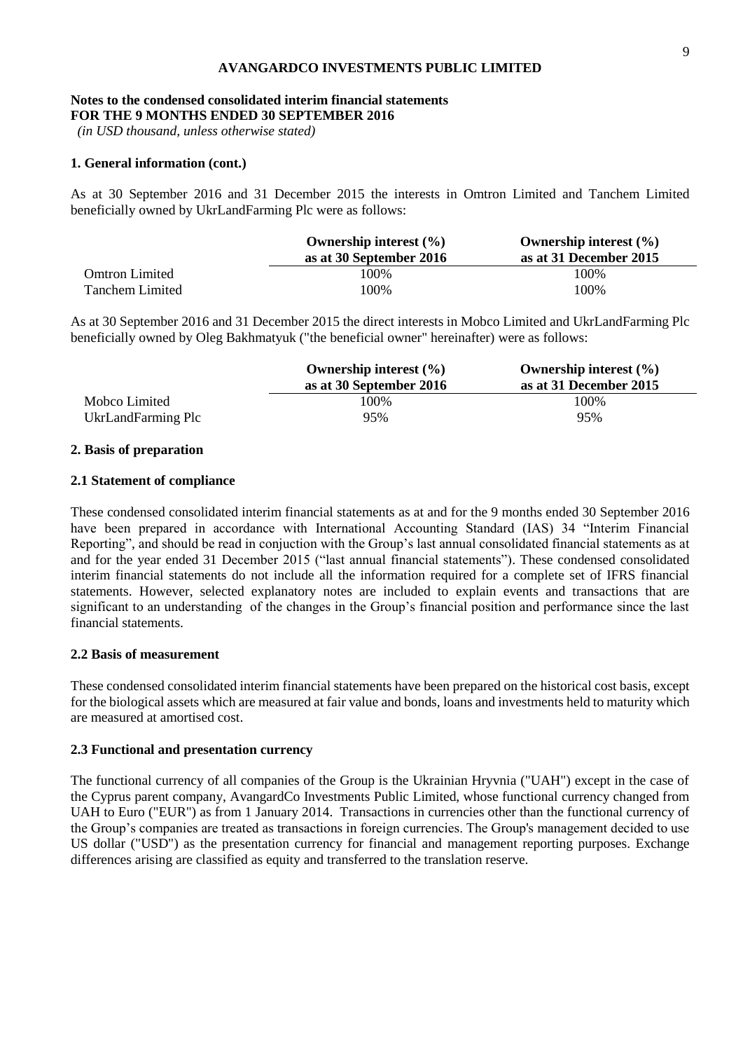**Notes to the condensed consolidated interim financial statements**
**FOR THE 9 MONTHS ENDED 30 SEPTEMBER 2016**
*(in USD thousand, unless otherwise stated)*

### 1. General information (cont.)

As at 30 September 2016 and 31 December 2015 the interests in Omtron Limited and Tanchem Limited beneficially owned by UkrLandFarming Plc were as follows:

| | Ownership interest (%) as at 30 September 2016 | Ownership interest (%) as at 31 December 2015 |
|---|---|---|
| Omtron Limited | 100% | 100% |
| Tanchem Limited | 100% | 100% |

As at 30 September 2016 and 31 December 2015 the direct interests in Mobco Limited and UkrLandFarming Plc beneficially owned by Oleg Bakhmatyuk ("the beneficial owner" hereinafter) were as follows:

| | Ownership interest (%) as at 30 September 2016 | Ownership interest (%) as at 31 December 2015 |
|---|---|---|
| Mobco Limited | 100% | 100% |
| UkrLandFarming Plc | 95% | 95% |

### 2. Basis of preparation

#### 2.1 Statement of compliance

These condensed consolidated interim financial statements as at and for the 9 months ended 30 September 2016 have been prepared in accordance with International Accounting Standard (IAS) 34 "Interim Financial Reporting", and should be read in conjuction with the Group's last annual consolidated financial statements as at and for the year ended 31 December 2015 ("last annual financial statements"). These condensed consolidated interim financial statements do not include all the information required for a complete set of IFRS financial statements. However, selected explanatory notes are included to explain events and transactions that are significant to an understanding of the changes in the Group's financial position and performance since the last financial statements.

#### 2.2 Basis of measurement

These condensed consolidated interim financial statements have been prepared on the historical cost basis, except for the biological assets which are measured at fair value and bonds, loans and investments held to maturity which are measured at amortised cost.

#### 2.3 Functional and presentation currency

The functional currency of all companies of the Group is the Ukrainian Hryvnia ("UAH") except in the case of the Cyprus parent company, AvangardCo Investments Public Limited, whose functional currency changed from UAH to Euro ("EUR") as from 1 January 2014. Transactions in currencies other than the functional currency of the Group's companies are treated as transactions in foreign currencies. The Group's management decided to use US dollar ("USD") as the presentation currency for financial and management reporting purposes. Exchange differences arising are classified as equity and transferred to the translation reserve.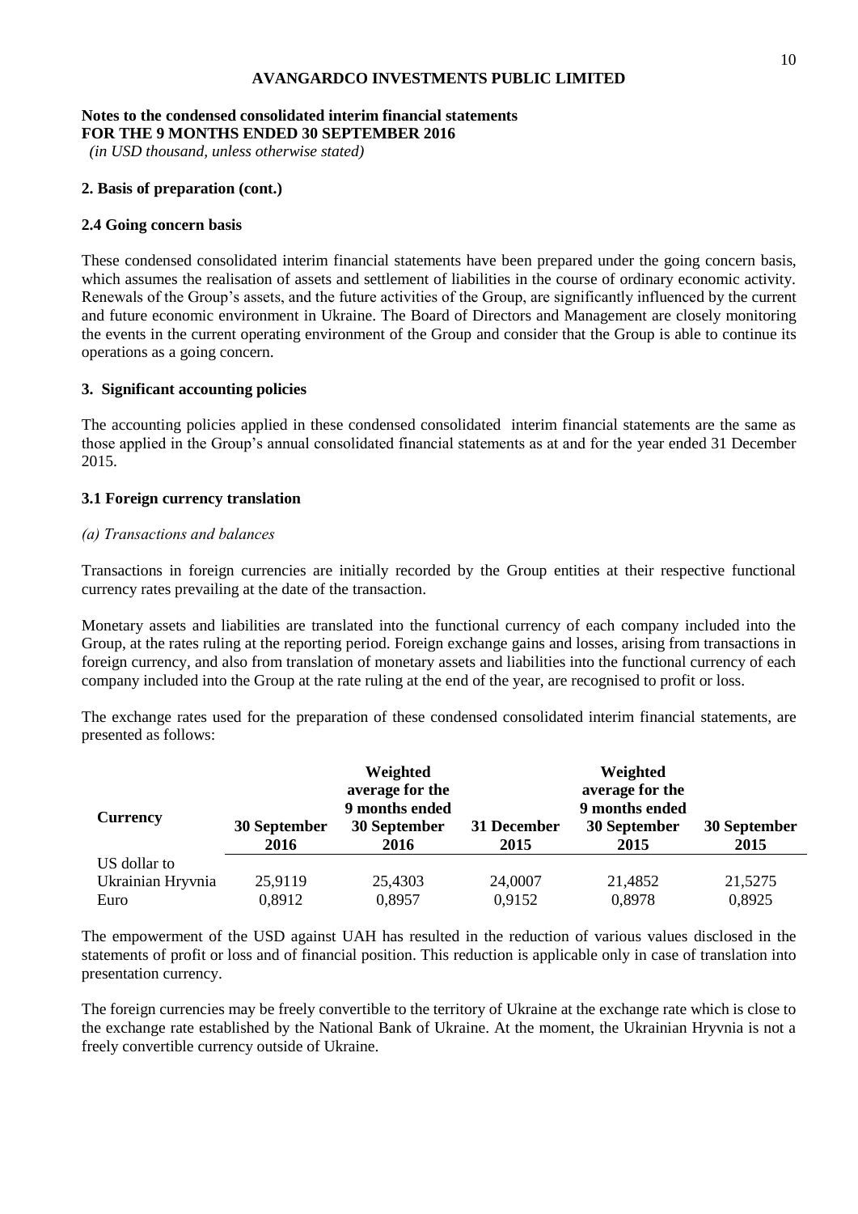**AVANGARDCO INVESTMENTS PUBLIC LIMITED**

**Notes to the condensed consolidated interim financial statements**
**FOR THE 9 MONTHS ENDED 30 SEPTEMBER 2016**
*(in USD thousand, unless otherwise stated)*

### 2. Basis of preparation (cont.)

#### 2.4 Going concern basis

These condensed consolidated interim financial statements have been prepared under the going concern basis, which assumes the realisation of assets and settlement of liabilities in the course of ordinary economic activity. Renewals of the Group's assets, and the future activities of the Group, are significantly influenced by the current and future economic environment in Ukraine. The Board of Directors and Management are closely monitoring the events in the current operating environment of the Group and consider that the Group is able to continue its operations as a going concern.

### 3. Significant accounting policies

The accounting policies applied in these condensed consolidated interim financial statements are the same as those applied in the Group's annual consolidated financial statements as at and for the year ended 31 December 2015.

#### 3.1 Foreign currency translation

*(a) Transactions and balances*

Transactions in foreign currencies are initially recorded by the Group entities at their respective functional currency rates prevailing at the date of the transaction.

Monetary assets and liabilities are translated into the functional currency of each company included into the Group, at the rates ruling at the reporting period. Foreign exchange gains and losses, arising from transactions in foreign currency, and also from translation of monetary assets and liabilities into the functional currency of each company included into the Group at the rate ruling at the end of the year, are recognised to profit or loss.

The exchange rates used for the preparation of these condensed consolidated interim financial statements, are presented as follows:

| Currency | 30 September 2016 | Weighted average for the 9 months ended 30 September 2016 | 31 December 2015 | Weighted average for the 9 months ended 30 September 2015 | 30 September 2015 |
|---|---|---|---|---|---|
| US dollar to Ukrainian Hryvnia | 25,9119 | 25,4303 | 24,0007 | 21,4852 | 21,5275 |
| Euro | 0,8912 | 0,8957 | 0,9152 | 0,8978 | 0,8925 |

The empowerment of the USD against UAH has resulted in the reduction of various values disclosed in the statements of profit or loss and of financial position. This reduction is applicable only in case of translation into presentation currency.

The foreign currencies may be freely convertible to the territory of Ukraine at the exchange rate which is close to the exchange rate established by the National Bank of Ukraine. At the moment, the Ukrainian Hryvnia is not a freely convertible currency outside of Ukraine.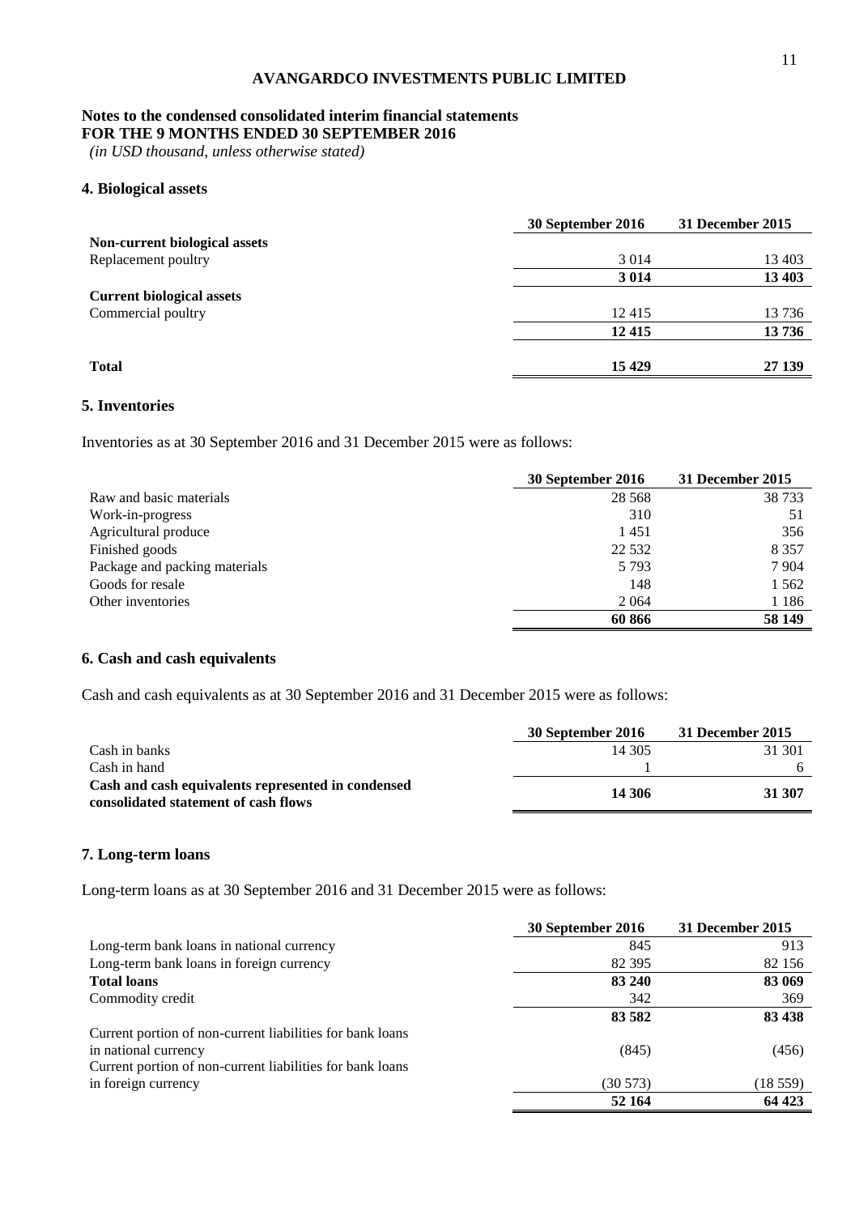**AVANGARDCO INVESTMENTS PUBLIC LIMITED**

**Notes to the condensed consolidated interim financial statements**
**FOR THE 9 MONTHS ENDED 30 SEPTEMBER 2016**
*(in USD thousand, unless otherwise stated)*

### 4. Biological assets

| | 30 September 2016 | 31 December 2015 |
|---|---|---|
| **Non-current biological assets** | | |
| Replacement poultry | 3 014 | 13 403 |
| | **3 014** | **13 403** |
| **Current biological assets** | | |
| Commercial poultry | 12 415 | 13 736 |
| | **12 415** | **13 736** |
| **Total** | **15 429** | **27 139** |

### 5. Inventories

Inventories as at 30 September 2016 and 31 December 2015 were as follows:

| | 30 September 2016 | 31 December 2015 |
|---|---|---|
| Raw and basic materials | 28 568 | 38 733 |
| Work-in-progress | 310 | 51 |
| Agricultural produce | 1 451 | 356 |
| Finished goods | 22 532 | 8 357 |
| Package and packing materials | 5 793 | 7 904 |
| Goods for resale | 148 | 1 562 |
| Other inventories | 2 064 | 1 186 |
| | **60 866** | **58 149** |

### 6. Cash and cash equivalents

Cash and cash equivalents as at 30 September 2016 and 31 December 2015 were as follows:

| | 30 September 2016 | 31 December 2015 |
|---|---|---|
| Cash in banks | 14 305 | 31 301 |
| Cash in hand | 1 | 6 |
| **Cash and cash equivalents represented in condensed consolidated statement of cash flows** | **14 306** | **31 307** |

### 7. Long-term loans

Long-term loans as at 30 September 2016 and 31 December 2015 were as follows:

| | 30 September 2016 | 31 December 2015 |
|---|---|---|
| Long-term bank loans in national currency | 845 | 913 |
| Long-term bank loans in foreign currency | 82 395 | 82 156 |
| **Total loans** | **83 240** | **83 069** |
| Commodity credit | 342 | 369 |
| | **83 582** | **83 438** |
| Current portion of non-current liabilities for bank loans in national currency | (845) | (456) |
| Current portion of non-current liabilities for bank loans in foreign currency | (30 573) | (18 559) |
| | **52 164** | **64 423** |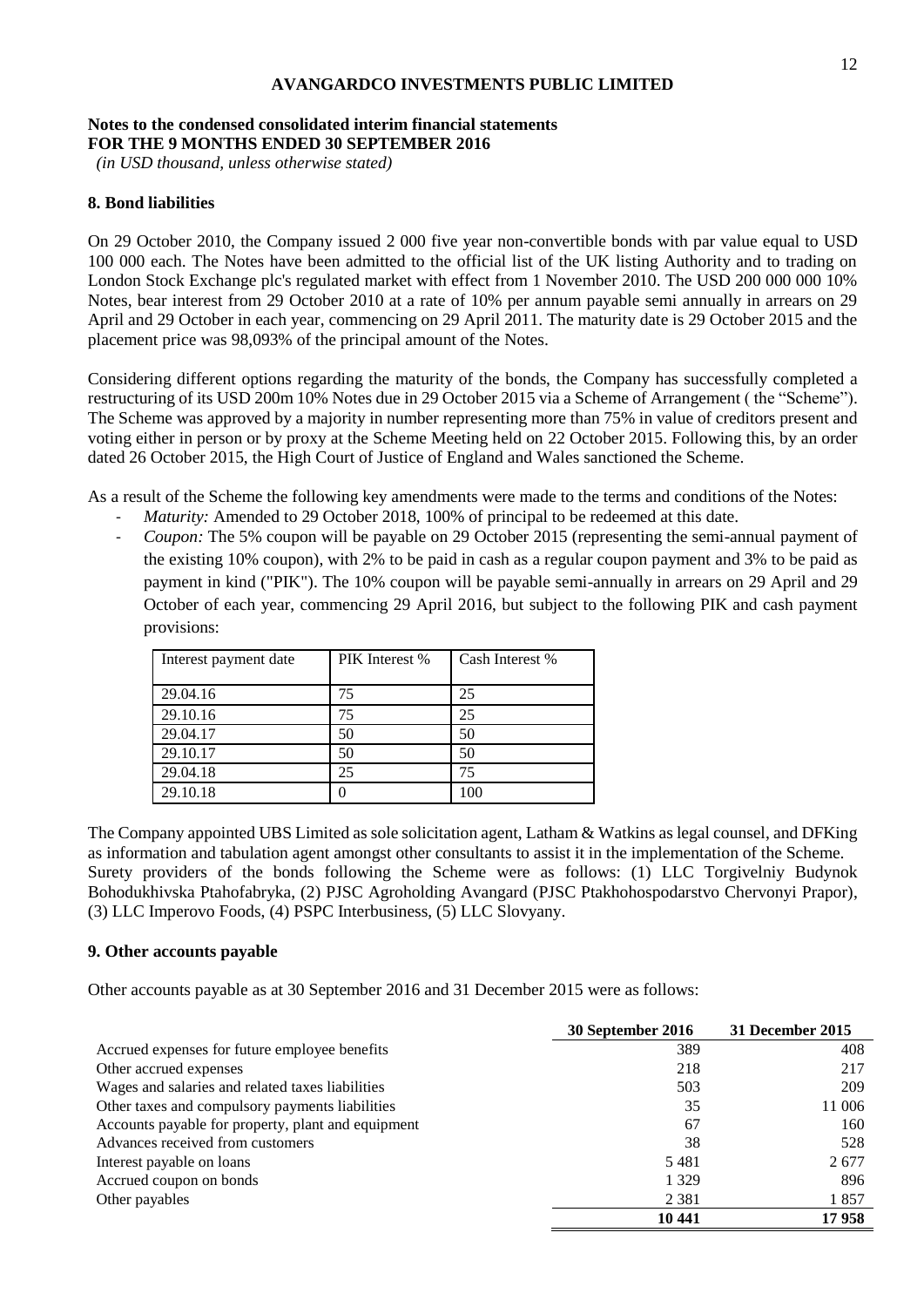**AVANGARDCO INVESTMENTS PUBLIC LIMITED**

**Notes to the condensed consolidated interim financial statements**
**FOR THE 9 MONTHS ENDED 30 SEPTEMBER 2016**
*(in USD thousand, unless otherwise stated)*

## 8. Bond liabilities

On 29 October 2010, the Company issued 2 000 five year non-convertible bonds with par value equal to USD 100 000 each. The Notes have been admitted to the official list of the UK listing Authority and to trading on London Stock Exchange plc's regulated market with effect from 1 November 2010. The USD 200 000 000 10% Notes, bear interest from 29 October 2010 at a rate of 10% per annum payable semi annually in arrears on 29 April and 29 October in each year, commencing on 29 April 2011. The maturity date is 29 October 2015 and the placement price was 98,093% of the principal amount of the Notes.

Considering different options regarding the maturity of the bonds, the Company has successfully completed a restructuring of its USD 200m 10% Notes due in 29 October 2015 via a Scheme of Arrangement ( the "Scheme"). The Scheme was approved by a majority in number representing more than 75% in value of creditors present and voting either in person or by proxy at the Scheme Meeting held on 22 October 2015. Following this, by an order dated 26 October 2015, the High Court of Justice of England and Wales sanctioned the Scheme.

As a result of the Scheme the following key amendments were made to the terms and conditions of the Notes:

- *Maturity:* Amended to 29 October 2018, 100% of principal to be redeemed at this date.
- *Coupon:* The 5% coupon will be payable on 29 October 2015 (representing the semi-annual payment of the existing 10% coupon), with 2% to be paid in cash as a regular coupon payment and 3% to be paid as payment in kind ("PIK"). The 10% coupon will be payable semi-annually in arrears on 29 April and 29 October of each year, commencing 29 April 2016, but subject to the following PIK and cash payment provisions:

| Interest payment date | PIK Interest % | Cash Interest % |
|---|---|---|
| 29.04.16 | 75 | 25 |
| 29.10.16 | 75 | 25 |
| 29.04.17 | 50 | 50 |
| 29.10.17 | 50 | 50 |
| 29.04.18 | 25 | 75 |
| 29.10.18 | 0 | 100 |

The Company appointed UBS Limited as sole solicitation agent, Latham & Watkins as legal counsel, and DFKing as information and tabulation agent amongst other consultants to assist it in the implementation of the Scheme.
Surety providers of the bonds following the Scheme were as follows: (1) LLC Torgivelniy Budynok Bohodukhivska Ptahofabryka, (2) PJSC Agroholding Avangard (PJSC Ptakhohospodarstvo Chervonyi Prapor), (3) LLC Imperovo Foods, (4) PSPC Interbusiness, (5) LLC Slovyany.

## 9. Other accounts payable

Other accounts payable as at 30 September 2016 and 31 December 2015 were as follows:

| | 30 September 2016 | 31 December 2015 |
|---|---|---|
| Accrued expenses for future employee benefits | 389 | 408 |
| Other accrued expenses | 218 | 217 |
| Wages and salaries and related taxes liabilities | 503 | 209 |
| Other taxes and compulsory payments liabilities | 35 | 11 006 |
| Accounts payable for property, plant and equipment | 67 | 160 |
| Advances received from customers | 38 | 528 |
| Interest payable on loans | 5 481 | 2 677 |
| Accrued coupon on bonds | 1 329 | 896 |
| Other payables | 2 381 | 1 857 |
| | **10 441** | **17 958** |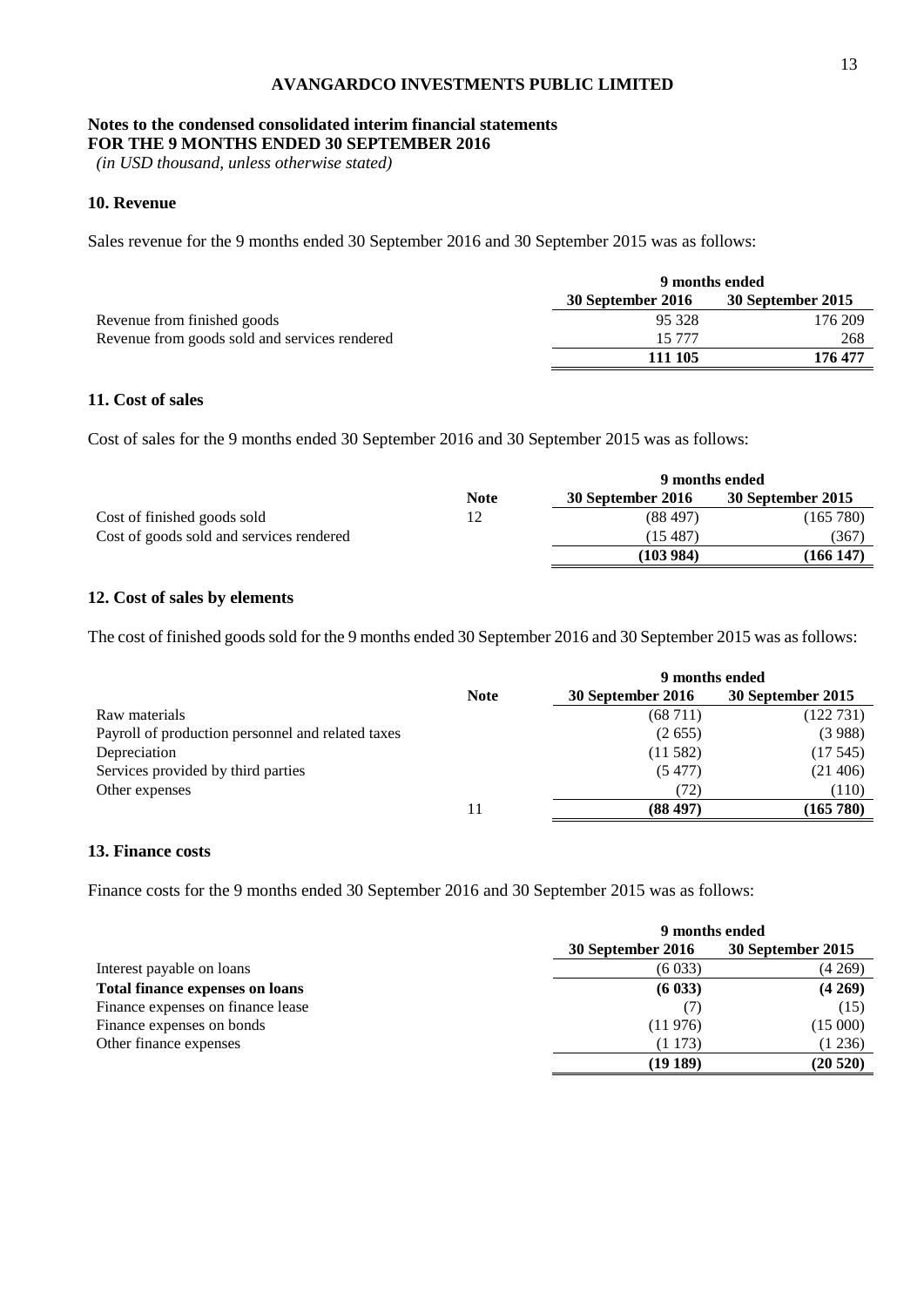**AVANGARDCO INVESTMENTS PUBLIC LIMITED**

**Notes to the condensed consolidated interim financial statements**
**FOR THE 9 MONTHS ENDED 30 SEPTEMBER 2016**
*(in USD thousand, unless otherwise stated)*

## 10. Revenue

Sales revenue for the 9 months ended 30 September 2016 and 30 September 2015 was as follows:

| | 9 months ended | |
|---|---|---|
| | 30 September 2016 | 30 September 2015 |
| Revenue from finished goods | 95 328 | 176 209 |
| Revenue from goods sold and services rendered | 15 777 | 268 |
| | **111 105** | **176 477** |

## 11. Cost of sales

Cost of sales for the 9 months ended 30 September 2016 and 30 September 2015 was as follows:

| | | 9 months ended | |
|---|---|---|---|
| | Note | 30 September 2016 | 30 September 2015 |
| Cost of finished goods sold | 12 | (88 497) | (165 780) |
| Cost of goods sold and services rendered | | (15 487) | (367) |
| | | **(103 984)** | **(166 147)** |

## 12. Cost of sales by elements

The cost of finished goods sold for the 9 months ended 30 September 2016 and 30 September 2015 was as follows:

| | | 9 months ended | |
|---|---|---|---|
| | Note | 30 September 2016 | 30 September 2015 |
| Raw materials | | (68 711) | (122 731) |
| Payroll of production personnel and related taxes | | (2 655) | (3 988) |
| Depreciation | | (11 582) | (17 545) |
| Services provided by third parties | | (5 477) | (21 406) |
| Other expenses | | (72) | (110) |
| | 11 | **(88 497)** | **(165 780)** |

## 13. Finance costs

Finance costs for the 9 months ended 30 September 2016 and 30 September 2015 was as follows:

| | 9 months ended | |
|---|---|---|
| | 30 September 2016 | 30 September 2015 |
| Interest payable on loans | (6 033) | (4 269) |
| **Total finance expenses on loans** | **(6 033)** | **(4 269)** |
| Finance expenses on finance lease | (7) | (15) |
| Finance expenses on bonds | (11 976) | (15 000) |
| Other finance expenses | (1 173) | (1 236) |
| | **(19 189)** | **(20 520)** |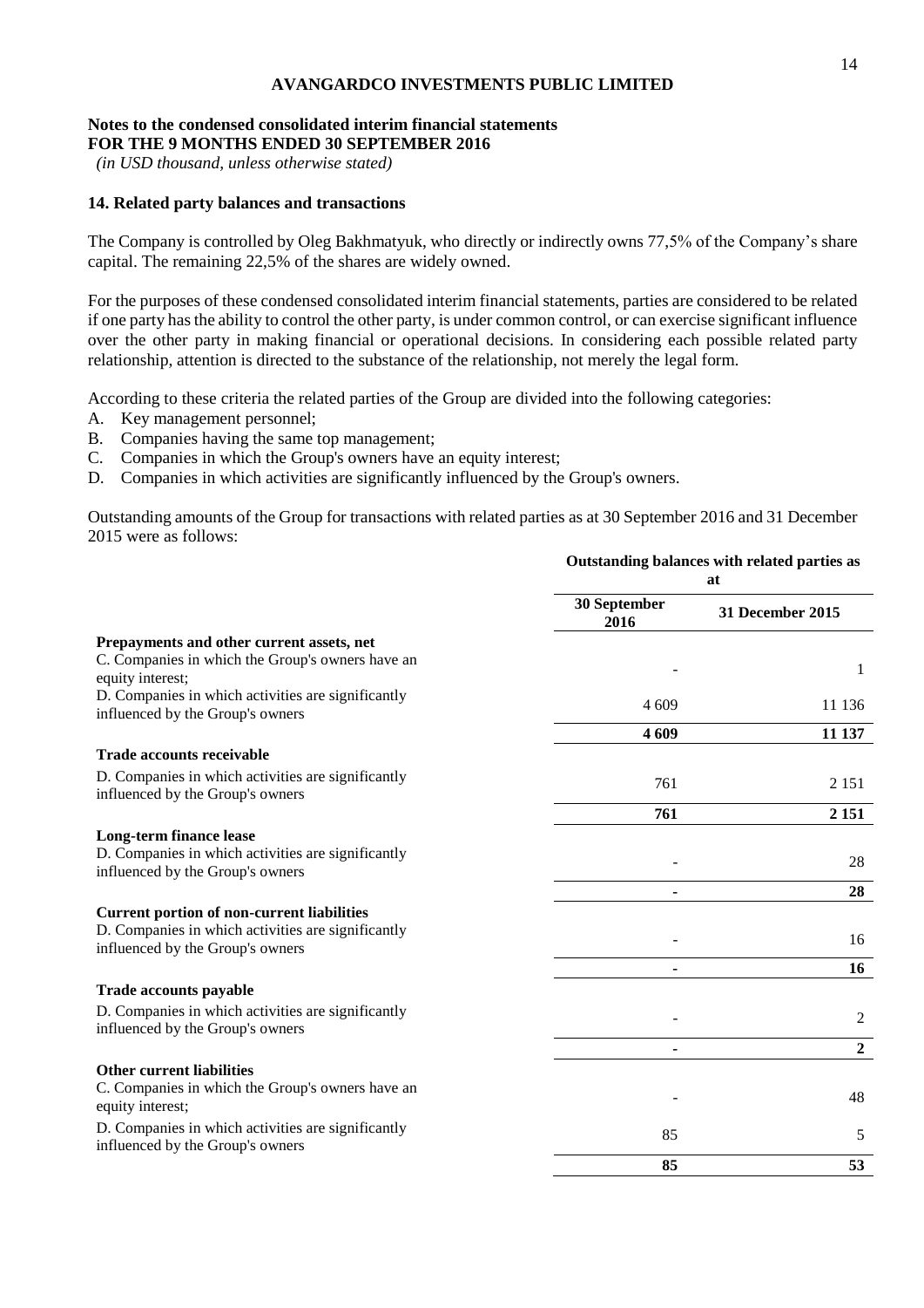**AVANGARDCO INVESTMENTS PUBLIC LIMITED**

**Notes to the condensed consolidated interim financial statements**
**FOR THE 9 MONTHS ENDED 30 SEPTEMBER 2016**
*(in USD thousand, unless otherwise stated)*

## 14. Related party balances and transactions

The Company is controlled by Oleg Bakhmatyuk, who directly or indirectly owns 77,5% of the Company's share capital. The remaining 22,5% of the shares are widely owned.

For the purposes of these condensed consolidated interim financial statements, parties are considered to be related if one party has the ability to control the other party, is under common control, or can exercise significant influence over the other party in making financial or operational decisions. In considering each possible related party relationship, attention is directed to the substance of the relationship, not merely the legal form.

According to these criteria the related parties of the Group are divided into the following categories:

A. Key management personnel;
B. Companies having the same top management;
C. Companies in which the Group's owners have an equity interest;
D. Companies in which activities are significantly influenced by the Group's owners.

Outstanding amounts of the Group for transactions with related parties as at 30 September 2016 and 31 December 2015 were as follows:

| | Outstanding balances with related parties as at | |
|---|---|---|
| | **30 September 2016** | **31 December 2015** |
| **Prepayments and other current assets, net** | | |
| C. Companies in which the Group's owners have an equity interest; | - | 1 |
| D. Companies in which activities are significantly influenced by the Group's owners | 4 609 | 11 136 |
| | **4 609** | **11 137** |
| **Trade accounts receivable** | | |
| D. Companies in which activities are significantly influenced by the Group's owners | 761 | 2 151 |
| | **761** | **2 151** |
| **Long-term finance lease** | | |
| D. Companies in which activities are significantly influenced by the Group's owners | - | 28 |
| | **-** | **28** |
| **Current portion of non-current liabilities** | | |
| D. Companies in which activities are significantly influenced by the Group's owners | - | 16 |
| | **-** | **16** |
| **Trade accounts payable** | | |
| D. Companies in which activities are significantly influenced by the Group's owners | - | 2 |
| | **-** | **2** |
| **Other current liabilities** | | |
| C. Companies in which the Group's owners have an equity interest; | - | 48 |
| D. Companies in which activities are significantly influenced by the Group's owners | 85 | 5 |
| | **85** | **53** |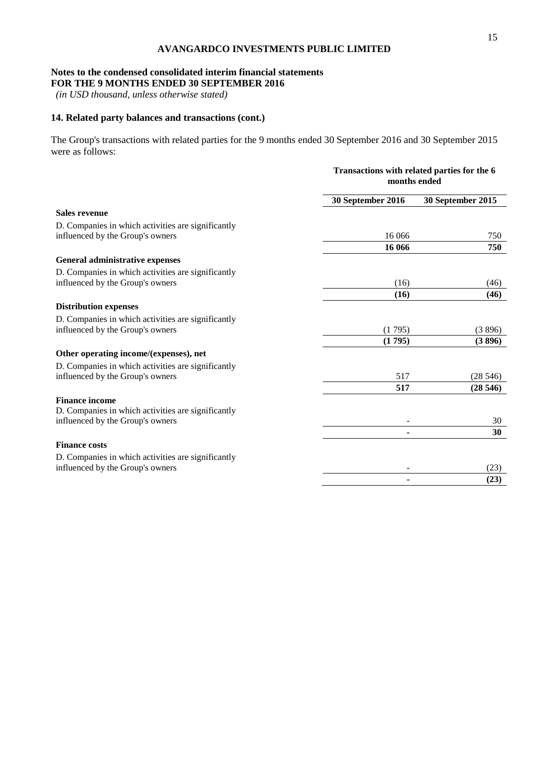**AVANGARDCO INVESTMENTS PUBLIC LIMITED**

**Notes to the condensed consolidated interim financial statements**
**FOR THE 9 MONTHS ENDED 30 SEPTEMBER 2016**
*(in USD thousand, unless otherwise stated)*

## 14. Related party balances and transactions (cont.)

The Group's transactions with related parties for the 9 months ended 30 September 2016 and 30 September 2015 were as follows:

| | Transactions with related parties for the 6 months ended | |
|---|---|---|
| | **30 September 2016** | **30 September 2015** |
| **Sales revenue** | | |
| D. Companies in which activities are significantly influenced by the Group's owners | 16 066 | 750 |
| | **16 066** | **750** |
| **General administrative expenses** | | |
| D. Companies in which activities are significantly influenced by the Group's owners | (16) | (46) |
| | **(16)** | **(46)** |
| **Distribution expenses** | | |
| D. Companies in which activities are significantly influenced by the Group's owners | (1 795) | (3 896) |
| | **(1 795)** | **(3 896)** |
| **Other operating income/(expenses), net** | | |
| D. Companies in which activities are significantly influenced by the Group's owners | 517 | (28 546) |
| | **517** | **(28 546)** |
| **Finance income** | | |
| D. Companies in which activities are significantly influenced by the Group's owners | - | 30 |
| | **-** | **30** |
| **Finance costs** | | |
| D. Companies in which activities are significantly influenced by the Group's owners | - | (23) |
| | **-** | **(23)** |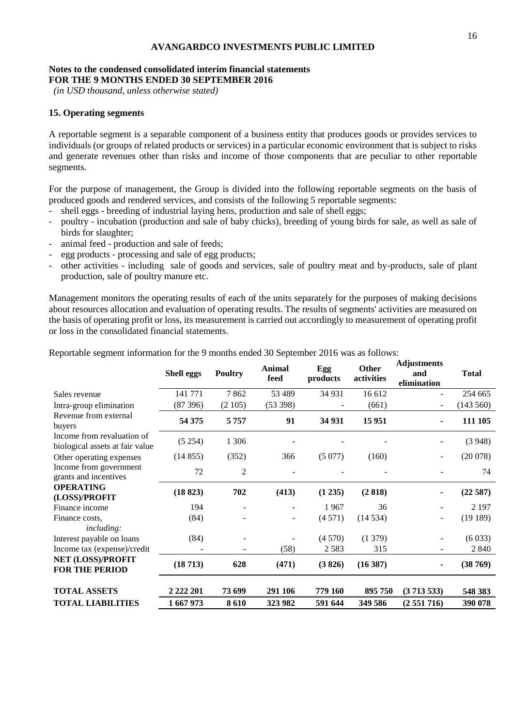**AVANGARDCO INVESTMENTS PUBLIC LIMITED**

**Notes to the condensed consolidated interim financial statements**
**FOR THE 9 MONTHS ENDED 30 SEPTEMBER 2016**
*(in USD thousand, unless otherwise stated)*

### 15. Operating segments

A reportable segment is a separable component of a business entity that produces goods or provides services to individuals (or groups of related products or services) in a particular economic environment that is subject to risks and generate revenues other than risks and income of those components that are peculiar to other reportable segments.

For the purpose of management, the Group is divided into the following reportable segments on the basis of produced goods and rendered services, and consists of the following 5 reportable segments:

- shell eggs - breeding of industrial laying hens, production and sale of shell eggs;
- poultry - incubation (production and sale of baby chicks), breeding of young birds for sale, as well as sale of birds for slaughter;
- animal feed - production and sale of feeds;
- egg products - processing and sale of egg products;
- other activities - including sale of goods and services, sale of poultry meat and by-products, sale of plant production, sale of poultry manure etc.

Management monitors the operating results of each of the units separately for the purposes of making decisions about resources allocation and evaluation of operating results. The results of segments' activities are measured on the basis of operating profit or loss, its measurement is carried out accordingly to measurement of operating profit or loss in the consolidated financial statements.

Reportable segment information for the 9 months ended 30 September 2016 was as follows:

| | **Shell eggs** | **Poultry** | **Animal feed** | **Egg products** | **Other activities** | **Adjustments and elimination** | **Total** |
|---|---|---|---|---|---|---|---|
| Sales revenue | 141 771 | 7 862 | 53 489 | 34 931 | 16 612 | - | 254 665 |
| Intra-group elimination | (87 396) | (2 105) | (53 398) | - | (661) | - | (143 560) |
| Revenue from external buyers | **54 375** | **5 757** | **91** | **34 931** | **15 951** | **-** | **111 105** |
| Income from revaluation of biological assets at fair value | (5 254) | 1 306 | - | - | - | - | (3 948) |
| Other operating expenses | (14 855) | (352) | 366 | (5 077) | (160) | - | (20 078) |
| Income from government grants and incentives | 72 | 2 | - | - | - | - | 74 |
| **OPERATING (LOSS)/PROFIT** | **(18 823)** | **702** | **(413)** | **(1 235)** | **(2 818)** | **-** | **(22 587)** |
| Finance income | 194 | - | - | 1 967 | 36 | - | 2 197 |
| Finance costs, *including:* | (84) | - | - | (4 571) | (14 534) | - | (19 189) |
| Interest payable on loans | (84) | - | - | (4 570) | (1 379) | - | (6 033) |
| Income tax (expense)/credit | - | - | (58) | 2 583 | 315 | - | 2 840 |
| **NET (LOSS)/PROFIT FOR THE PERIOD** | **(18 713)** | **628** | **(471)** | **(3 826)** | **(16 387)** | **-** | **(38 769)** |
| **TOTAL ASSETS** | **2 222 201** | **73 699** | **291 106** | **779 160** | **895 750** | **(3 713 533)** | **548 383** |
| **TOTAL LIABILITIES** | **1 667 973** | **8 610** | **323 982** | **591 644** | **349 586** | **(2 551 716)** | **390 078** |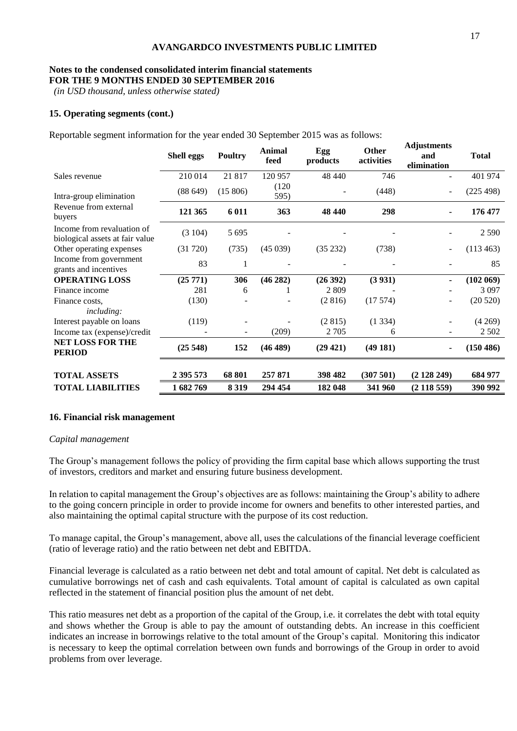**AVANGARDCO INVESTMENTS PUBLIC LIMITED**

**Notes to the condensed consolidated interim financial statements**
**FOR THE 9 MONTHS ENDED 30 SEPTEMBER 2016**
*(in USD thousand, unless otherwise stated)*

### 15. Operating segments (cont.)

Reportable segment information for the year ended 30 September 2015 was as follows:

| | Shell eggs | Poultry | Animal feed | Egg products | Other activities | Adjustments and elimination | Total |
|---|---|---|---|---|---|---|---|
| Sales revenue | 210 014 | 21 817 | 120 957 | 48 440 | 746 | - | 401 974 |
| Intra-group elimination | (88 649) | (15 806) | (120 595) | - | (448) | - | (225 498) |
| **Revenue from external buyers** | **121 365** | **6 011** | **363** | **48 440** | **298** | **-** | **176 477** |
| Income from revaluation of biological assets at fair value | (3 104) | 5 695 | - | - | - | - | 2 590 |
| Other operating expenses | (31 720) | (735) | (45 039) | (35 232) | (738) | - | (113 463) |
| Income from government grants and incentives | 83 | 1 | - | - | - | - | 85 |
| **OPERATING LOSS** | **(25 771)** | **306** | **(46 282)** | **(26 392)** | **(3 931)** | **-** | **(102 069)** |
| Finance income | 281 | 6 | 1 | 2 809 | - | - | 3 097 |
| Finance costs, *including:* | (130) | - | - | (2 816) | (17 574) | - | (20 520) |
| Interest payable on loans | (119) | - | - | (2 815) | (1 334) | - | (4 269) |
| Income tax (expense)/credit | - | - | (209) | 2 705 | 6 | - | 2 502 |
| **NET LOSS FOR THE PERIOD** | **(25 548)** | **152** | **(46 489)** | **(29 421)** | **(49 181)** | **-** | **(150 486)** |
| **TOTAL ASSETS** | **2 395 573** | **68 801** | **257 871** | **398 482** | **(307 501)** | **(2 128 249)** | **684 977** |
| **TOTAL LIABILITIES** | **1 682 769** | **8 319** | **294 454** | **182 048** | **341 960** | **(2 118 559)** | **390 992** |

### 16. Financial risk management

*Capital management*

The Group's management follows the policy of providing the firm capital base which allows supporting the trust of investors, creditors and market and ensuring future business development.

In relation to capital management the Group's objectives are as follows: maintaining the Group's ability to adhere to the going concern principle in order to provide income for owners and benefits to other interested parties, and also maintaining the optimal capital structure with the purpose of its cost reduction.

To manage capital, the Group's management, above all, uses the calculations of the financial leverage coefficient (ratio of leverage ratio) and the ratio between net debt and EBITDA.

Financial leverage is calculated as a ratio between net debt and total amount of capital. Net debt is calculated as cumulative borrowings net of cash and cash equivalents. Total amount of capital is calculated as own capital reflected in the statement of financial position plus the amount of net debt.

This ratio measures net debt as a proportion of the capital of the Group, i.e. it correlates the debt with total equity and shows whether the Group is able to pay the amount of outstanding debts. An increase in this coefficient indicates an increase in borrowings relative to the total amount of the Group's capital. Monitoring this indicator is necessary to keep the optimal correlation between own funds and borrowings of the Group in order to avoid problems from over leverage.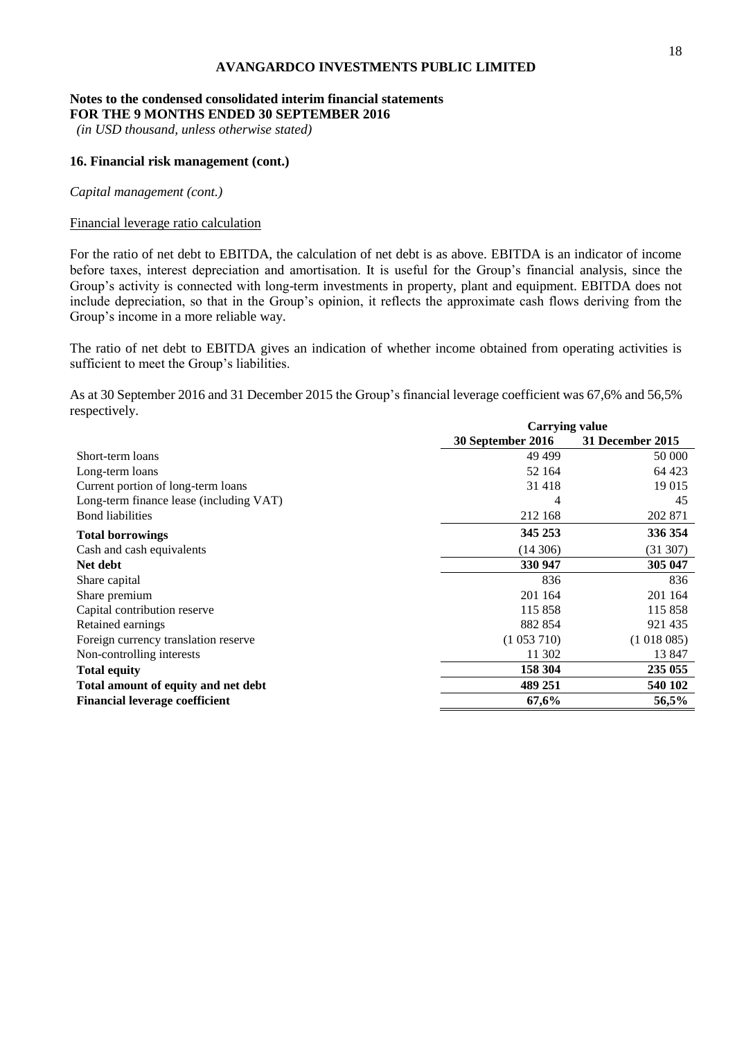**AVANGARDCO INVESTMENTS PUBLIC LIMITED**

**Notes to the condensed consolidated interim financial statements**
**FOR THE 9 MONTHS ENDED 30 SEPTEMBER 2016**
*(in USD thousand, unless otherwise stated)*

### 16. Financial risk management (cont.)

*Capital management (cont.)*

Financial leverage ratio calculation

For the ratio of net debt to EBITDA, the calculation of net debt is as above. EBITDA is an indicator of income before taxes, interest depreciation and amortisation. It is useful for the Group's financial analysis, since the Group's activity is connected with long-term investments in property, plant and equipment. EBITDA does not include depreciation, so that in the Group's opinion, it reflects the approximate cash flows deriving from the Group's income in a more reliable way.

The ratio of net debt to EBITDA gives an indication of whether income obtained from operating activities is sufficient to meet the Group's liabilities.

As at 30 September 2016 and 31 December 2015 the Group's financial leverage coefficient was 67,6% and 56,5% respectively.

| | **Carrying value** | |
|---|---|---|
| | **30 September 2016** | **31 December 2015** |
| Short-term loans | 49 499 | 50 000 |
| Long-term loans | 52 164 | 64 423 |
| Current portion of long-term loans | 31 418 | 19 015 |
| Long-term finance lease (including VAT) | 4 | 45 |
| Bond liabilities | 212 168 | 202 871 |
| **Total borrowings** | **345 253** | **336 354** |
| Cash and cash equivalents | (14 306) | (31 307) |
| **Net debt** | **330 947** | **305 047** |
| Share capital | 836 | 836 |
| Share premium | 201 164 | 201 164 |
| Capital contribution reserve | 115 858 | 115 858 |
| Retained earnings | 882 854 | 921 435 |
| Foreign currency translation reserve | (1 053 710) | (1 018 085) |
| Non-controlling interests | 11 302 | 13 847 |
| **Total equity** | **158 304** | **235 055** |
| **Total amount of equity and net debt** | **489 251** | **540 102** |
| **Financial leverage coefficient** | **67,6%** | **56,5%** |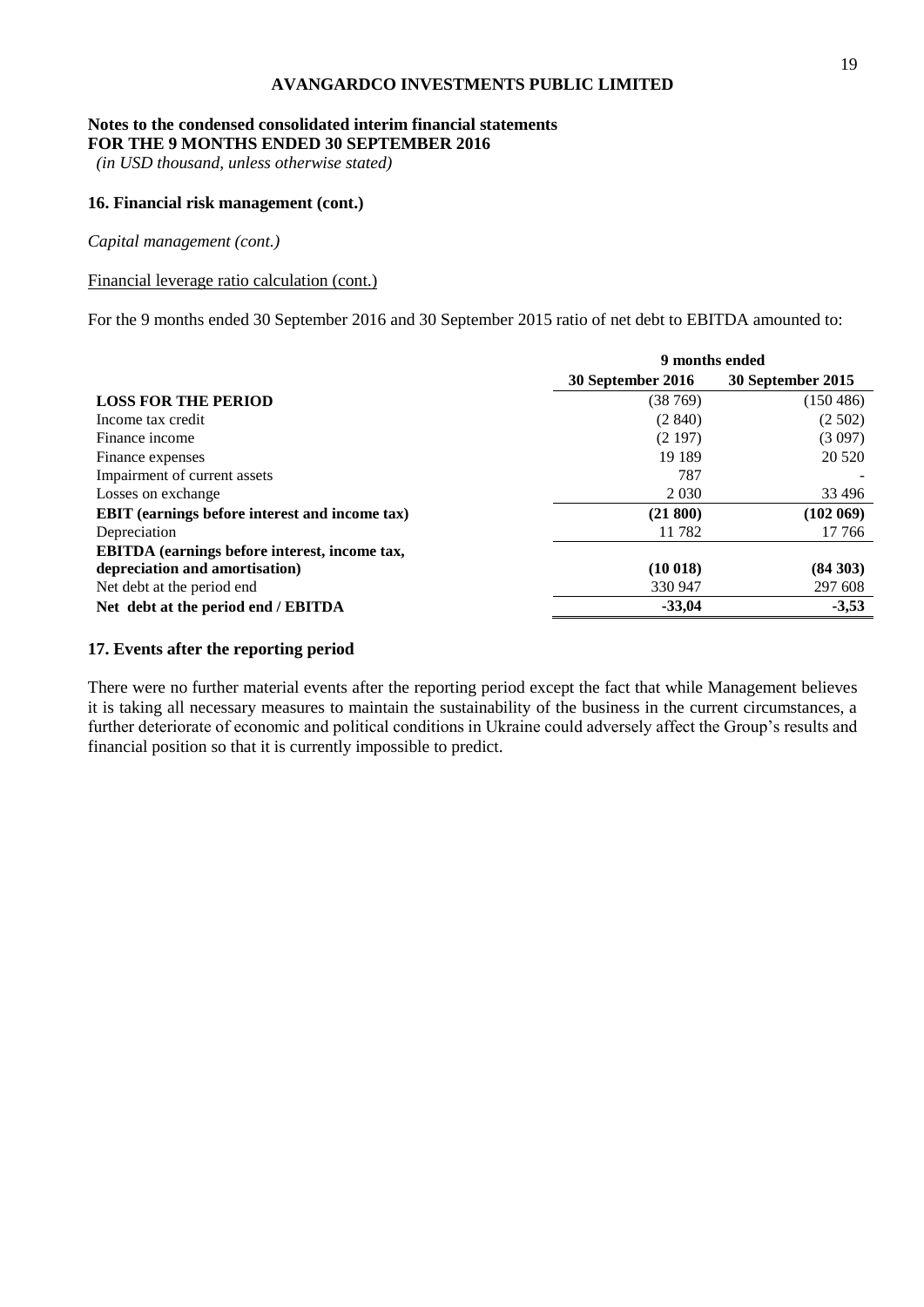**AVANGARDCO INVESTMENTS PUBLIC LIMITED**

**Notes to the condensed consolidated interim financial statements**
**FOR THE 9 MONTHS ENDED 30 SEPTEMBER 2016**
*(in USD thousand, unless otherwise stated)*

## 16. Financial risk management (cont.)

*Capital management (cont.)*

Financial leverage ratio calculation (cont.)

For the 9 months ended 30 September 2016 and 30 September 2015 ratio of net debt to EBITDA amounted to:

| | 9 months ended | |
|---|---|---|
| | **30 September 2016** | **30 September 2015** |
| **LOSS FOR THE PERIOD** | (38 769) | (150 486) |
| Income tax credit | (2 840) | (2 502) |
| Finance income | (2 197) | (3 097) |
| Finance expenses | 19 189 | 20 520 |
| Impairment of current assets | 787 | - |
| Losses on exchange | 2 030 | 33 496 |
| **EBIT (earnings before interest and income tax)** | **(21 800)** | **(102 069)** |
| Depreciation | 11 782 | 17 766 |
| **EBITDA (earnings before interest, income tax, depreciation and amortisation)** | **(10 018)** | **(84 303)** |
| Net debt at the period end | 330 947 | 297 608 |
| **Net debt at the period end / EBITDA** | **-33,04** | **-3,53** |

## 17. Events after the reporting period

There were no further material events after the reporting period except the fact that while Management believes it is taking all necessary measures to maintain the sustainability of the business in the current circumstances, a further deteriorate of economic and political conditions in Ukraine could adversely affect the Group's results and financial position so that it is currently impossible to predict.